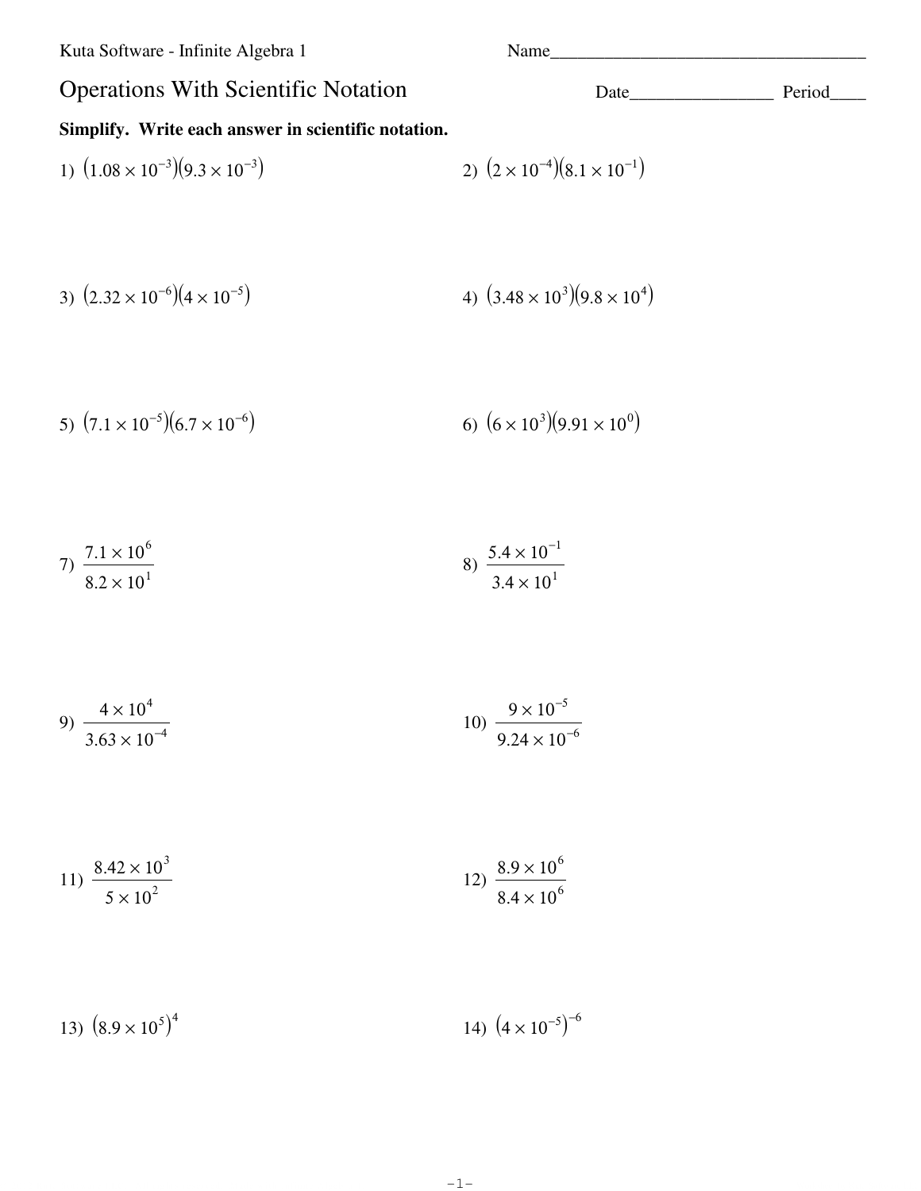Kuta Software - Infinite Algebra 1

Name___________________________________

# Operations With Scientific Notation

Date________________ Period____

**Simplify. Write each answer in scientific notation.**

1) $(1.08 \times 10^{-3})(9.3 \times 10^{-3})$

2) $(2 \times 10^{-4})(8.1 \times 10^{-1})$

3) $(2.32 \times 10^{-6})(4 \times 10^{-5})$

4) $(3.48 \times 10^{3})(9.8 \times 10^{4})$

5) $(7.1 \times 10^{-5})(6.7 \times 10^{-6})$

6) $(6 \times 10^{3})(9.91 \times 10^{0})$

7) $\dfrac{7.1 \times 10^{6}}{8.2 \times 10^{1}}$

8) $\dfrac{5.4 \times 10^{-1}}{3.4 \times 10^{1}}$

9) $\dfrac{4 \times 10^{4}}{3.63 \times 10^{-4}}$

10) $\dfrac{9 \times 10^{-5}}{9.24 \times 10^{-6}}$

11) $\dfrac{8.42 \times 10^{3}}{5 \times 10^{2}}$

12) $\dfrac{8.9 \times 10^{6}}{8.4 \times 10^{6}}$

13) $(8.9 \times 10^{5})^{4}$

14) $(4 \times 10^{-5})^{-6}$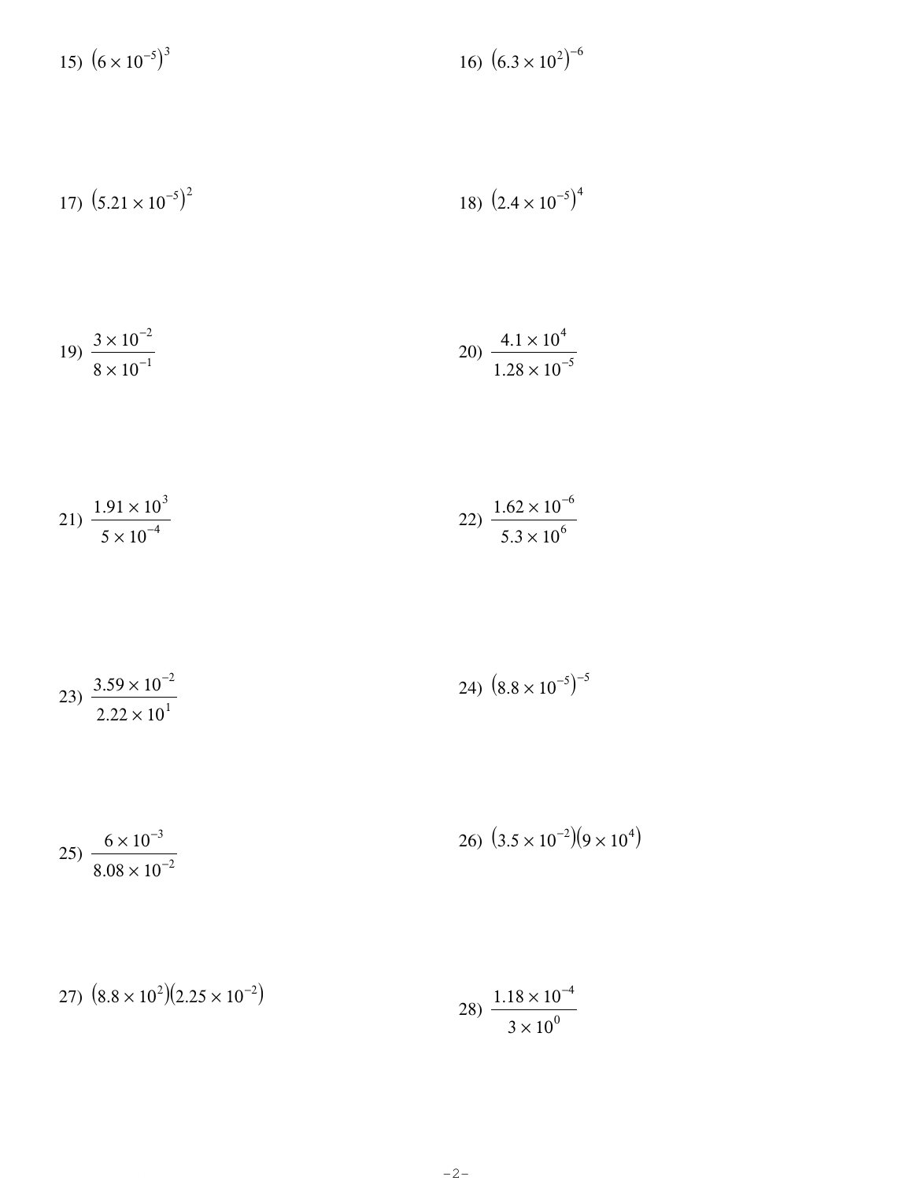15) $\left(6 \times 10^{-5}\right)^{3}$

16) $\left(6.3 \times 10^{2}\right)^{-6}$

17) $\left(5.21 \times 10^{-5}\right)^{2}$

18) $\left(2.4 \times 10^{-5}\right)^{4}$

19) $\dfrac{3 \times 10^{-2}}{8 \times 10^{-1}}$

20) $\dfrac{4.1 \times 10^{4}}{1.28 \times 10^{-5}}$

21) $\dfrac{1.91 \times 10^{3}}{5 \times 10^{-4}}$

22) $\dfrac{1.62 \times 10^{-6}}{5.3 \times 10^{6}}$

23) $\dfrac{3.59 \times 10^{-2}}{2.22 \times 10^{1}}$

24) $\left(8.8 \times 10^{-5}\right)^{-5}$

25) $\dfrac{6 \times 10^{-3}}{8.08 \times 10^{-2}}$

26) $\left(3.5 \times 10^{-2}\right)\left(9 \times 10^{4}\right)$

27) $\left(8.8 \times 10^{2}\right)\left(2.25 \times 10^{-2}\right)$

28) $\dfrac{1.18 \times 10^{-4}}{3 \times 10^{0}}$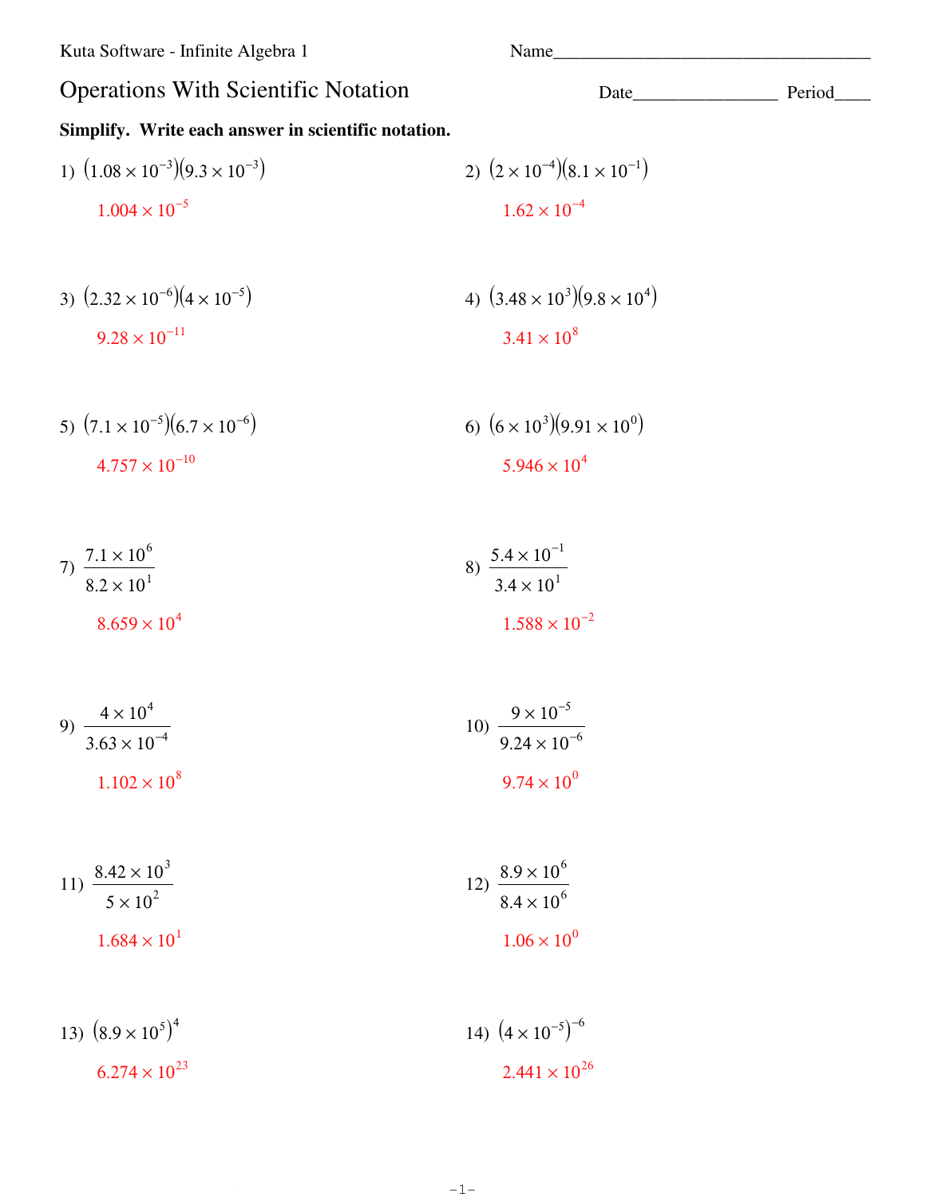Kuta Software - Infinite Algebra 1

Name\_\_\_\_\_\_\_\_\_\_\_\_\_\_\_\_\_\_\_\_\_\_\_\_\_\_\_\_\_\_\_\_\_\_\_\_

# Operations With Scientific Notation

Date\_\_\_\_\_\_\_\_\_\_\_\_\_\_\_\_ Period\_\_\_\_

**Simplify. Write each answer in scientific notation.**

1) $(1.08 \times 10^{-3})(9.3 \times 10^{-3})$

$1.004 \times 10^{-5}$

2) $(2 \times 10^{-4})(8.1 \times 10^{-1})$

$1.62 \times 10^{-4}$

3) $(2.32 \times 10^{-6})(4 \times 10^{-5})$

$9.28 \times 10^{-11}$

4) $(3.48 \times 10^{3})(9.8 \times 10^{4})$

$3.41 \times 10^{8}$

5) $(7.1 \times 10^{-5})(6.7 \times 10^{-6})$

$4.757 \times 10^{-10}$

6) $(6 \times 10^{3})(9.91 \times 10^{0})$

$5.946 \times 10^{4}$

7) $\dfrac{7.1 \times 10^{6}}{8.2 \times 10^{1}}$

$8.659 \times 10^{4}$

8) $\dfrac{5.4 \times 10^{-1}}{3.4 \times 10^{1}}$

$1.588 \times 10^{-2}$

9) $\dfrac{4 \times 10^{4}}{3.63 \times 10^{-4}}$

$1.102 \times 10^{8}$

10) $\dfrac{9 \times 10^{-5}}{9.24 \times 10^{-6}}$

$9.74 \times 10^{0}$

11) $\dfrac{8.42 \times 10^{3}}{5 \times 10^{2}}$

$1.684 \times 10^{1}$

12) $\dfrac{8.9 \times 10^{6}}{8.4 \times 10^{6}}$

$1.06 \times 10^{0}$

13) $(8.9 \times 10^{5})^{4}$

$6.274 \times 10^{23}$

14) $(4 \times 10^{-5})^{-6}$

$2.441 \times 10^{26}$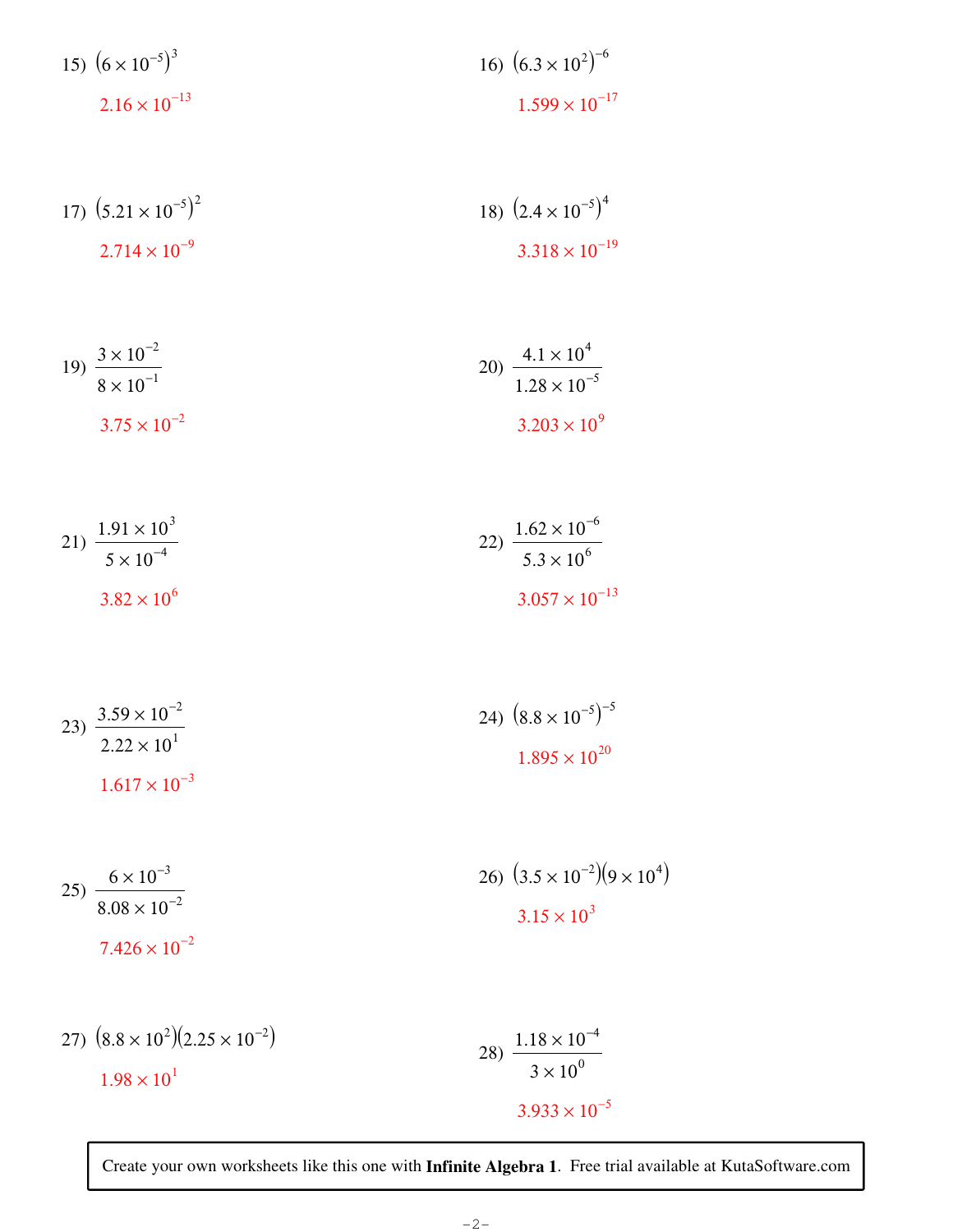15) $(6 \times 10^{-5})^3$

$2.16 \times 10^{-13}$

16) $(6.3 \times 10^{2})^{-6}$

$1.599 \times 10^{-17}$

17) $(5.21 \times 10^{-5})^2$

$2.714 \times 10^{-9}$

18) $(2.4 \times 10^{-5})^4$

$3.318 \times 10^{-19}$

19) $\dfrac{3 \times 10^{-2}}{8 \times 10^{-1}}$

$3.75 \times 10^{-2}$

20) $\dfrac{4.1 \times 10^{4}}{1.28 \times 10^{-5}}$

$3.203 \times 10^{9}$

21) $\dfrac{1.91 \times 10^{3}}{5 \times 10^{-4}}$

$3.82 \times 10^{6}$

22) $\dfrac{1.62 \times 10^{-6}}{5.3 \times 10^{6}}$

$3.057 \times 10^{-13}$

23) $\dfrac{3.59 \times 10^{-2}}{2.22 \times 10^{1}}$

$1.617 \times 10^{-3}$

24) $(8.8 \times 10^{-5})^{-5}$

$1.895 \times 10^{20}$

25) $\dfrac{6 \times 10^{-3}}{8.08 \times 10^{-2}}$

$7.426 \times 10^{-2}$

26) $(3.5 \times 10^{-2})(9 \times 10^{4})$

$3.15 \times 10^{3}$

27) $(8.8 \times 10^{2})(2.25 \times 10^{-2})$

$1.98 \times 10^{1}$

28) $\dfrac{1.18 \times 10^{-4}}{3 \times 10^{0}}$

$3.933 \times 10^{-5}$

Create your own worksheets like this one with **Infinite Algebra 1**. Free trial available at KutaSoftware.com